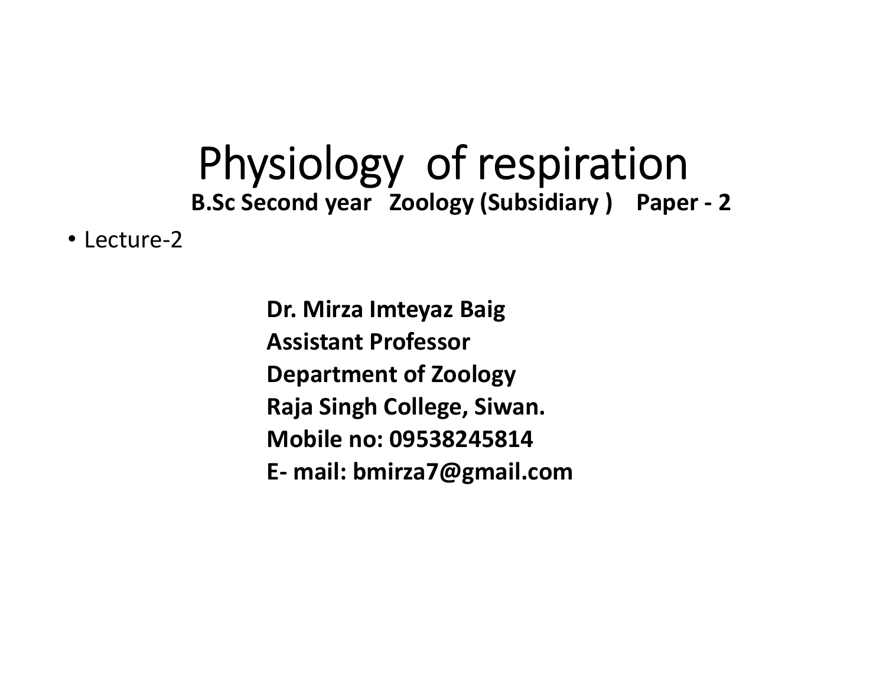# Physiology of respiration

**B.Sc Second year Zoology (Subsidiary ) Paper - 2**

- Lecture-2

**Dr. Mirza Imteyaz Baig**
**Assistant Professor**
**Department of Zoology**
**Raja Singh College, Siwan.**
**Mobile no: 09538245814**
**E- mail: bmirza7@gmail.com**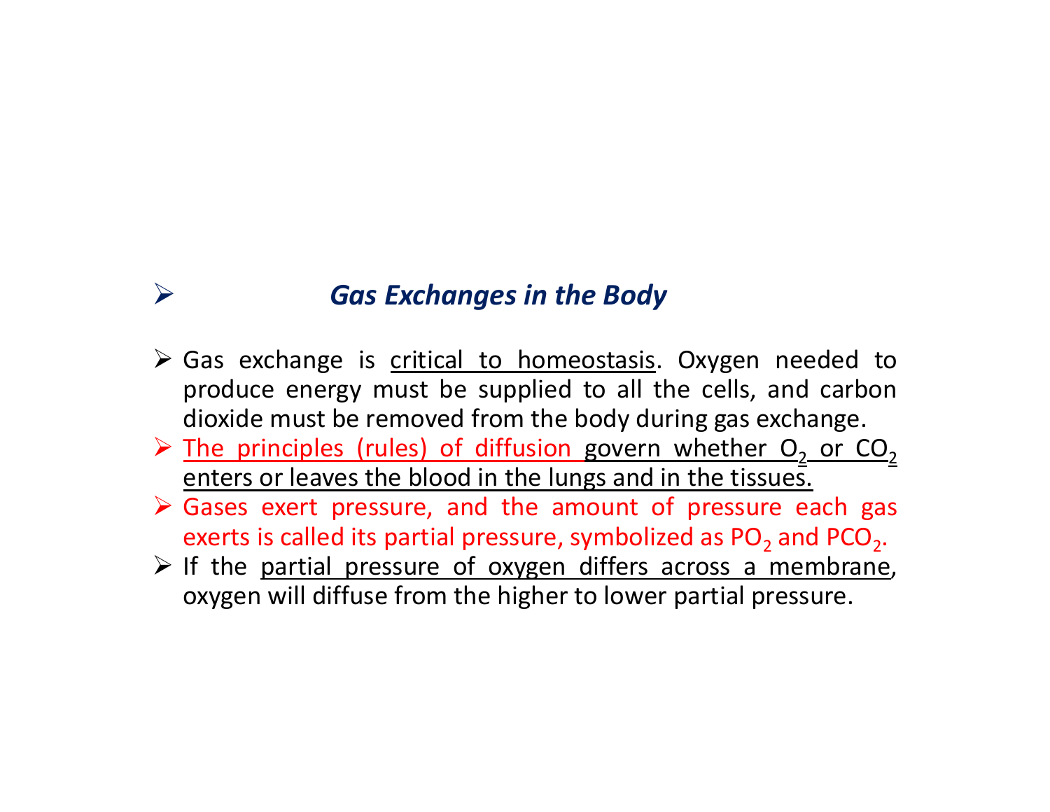## *Gas Exchanges in the Body*

- Gas exchange is critical to homeostasis. Oxygen needed to produce energy must be supplied to all the cells, and carbon dioxide must be removed from the body during gas exchange.
- The principles (rules) of diffusion govern whether $O_2$ or $CO_2$ enters or leaves the blood in the lungs and in the tissues.
- Gases exert pressure, and the amount of pressure each gas exerts is called its partial pressure, symbolized as $PO_2$ and $PCO_2$.
- If the partial pressure of oxygen differs across a membrane, oxygen will diffuse from the higher to lower partial pressure.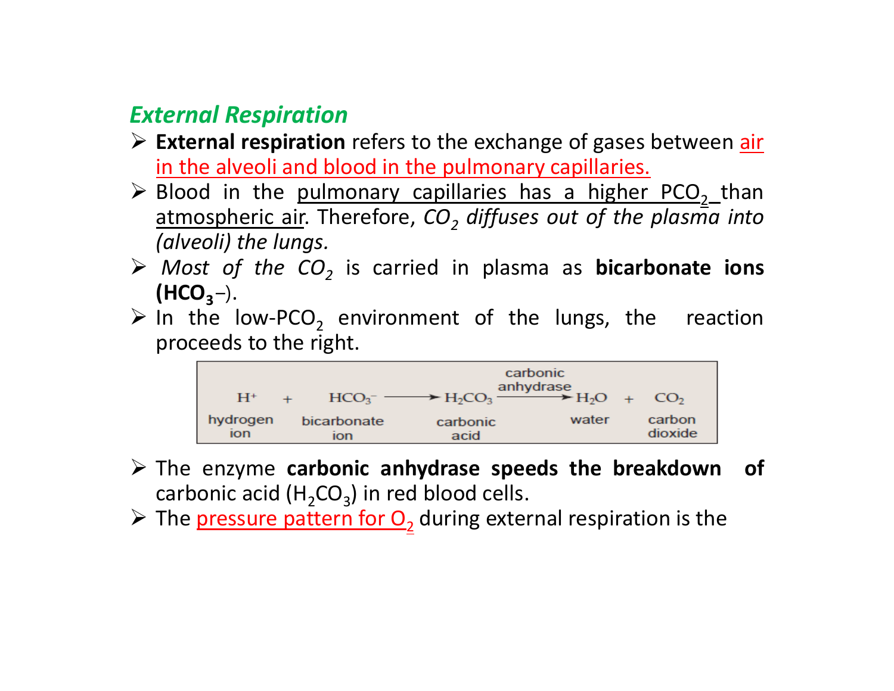## *External Respiration*

- **External respiration** refers to the exchange of gases between air in the alveoli and blood in the pulmonary capillaries.
- Blood in the pulmonary capillaries has a higher $PCO_2$ than atmospheric air. Therefore, *$CO_2$ diffuses out of the plasma into (alveoli) the lungs.*
- *Most of the $CO_2$* is carried in plasma as **bicarbonate ions ($HCO_3^-$)**.
- In the low-$PCO_2$ environment of the lungs, the reaction proceeds to the right.

$$\underset{\text{hydrogen ion}}{H^+} + \underset{\text{bicarbonate ion}}{HCO_3^-} \longrightarrow \underset{\text{carbonic acid}}{H_2CO_3} \xrightarrow{\text{carbonic anhydrase}} \underset{\text{water}}{H_2O} + \underset{\text{carbon dioxide}}{CO_2}$$

- The enzyme **carbonic anhydrase speeds the breakdown of** carbonic acid ($H_2CO_3$) in red blood cells.
- The pressure pattern for $O_2$ during external respiration is the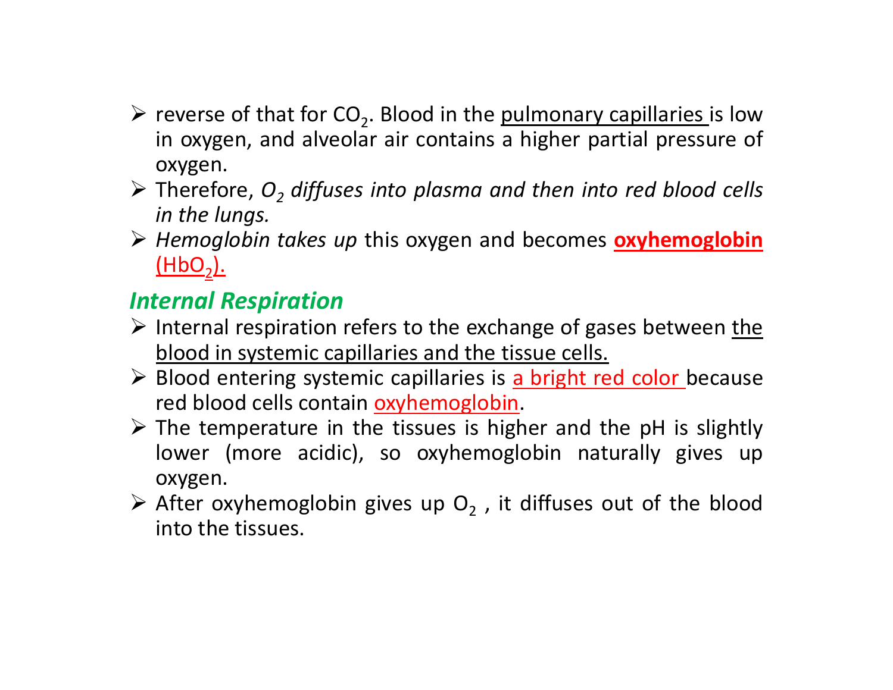- reverse of that for $CO_2$. Blood in the pulmonary capillaries is low in oxygen, and alveolar air contains a higher partial pressure of oxygen.
- Therefore, *$O_2$ diffuses into plasma and then into red blood cells in the lungs.*
- *Hemoglobin takes up* this oxygen and becomes **oxyhemoglobin** ($HbO_2$).

## *Internal Respiration*

- Internal respiration refers to the exchange of gases between the blood in systemic capillaries and the tissue cells.
- Blood entering systemic capillaries is a bright red color because red blood cells contain oxyhemoglobin.
- The temperature in the tissues is higher and the pH is slightly lower (more acidic), so oxyhemoglobin naturally gives up oxygen.
- After oxyhemoglobin gives up $O_2$ , it diffuses out of the blood into the tissues.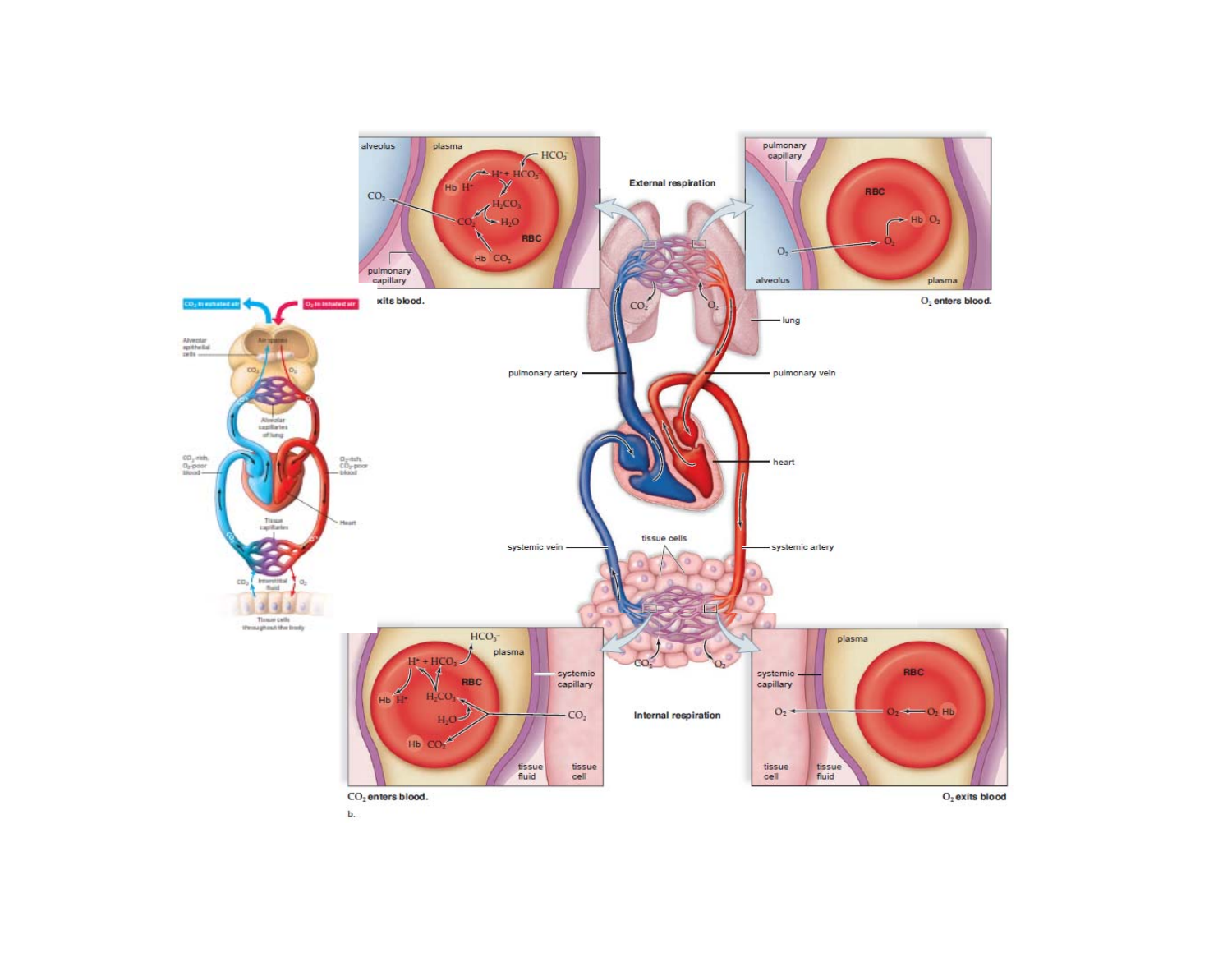alveolus

plasma

$HCO_3^-$

$H^+ + HCO_3^-$

Hb $H^+$

$CO_2$

$H_2CO_3$

$CO_2$

$H_2O$

RBC

Hb $CO_2$

pulmonary capillary

exits blood.

External respiration

pulmonary capillary

RBC

Hb $O_2$

$O_2$

$O_2$

alveolus

plasma

$O_2$ enters blood.

$CO_2$

$O_2$

lung

pulmonary artery

pulmonary vein

heart

tissue cells

systemic vein

systemic artery

$CO_2$ in exhaled air

$O_2$ in inhaled air

Alveolar epithelial cells

Air spaces

$CO_2$

$O_2$

Alveolar capillaries of lung

$CO_2$-rich, $O_2$-poor blood

$O_2$-rich, $CO_2$-poor blood

Heart

Tissue capillaries

$CO_2$

Interstitial fluid

$O_2$

Tissue cells throughout the body

$HCO_3^-$

plasma

$H^+ + HCO_3^-$

RBC

Hb $H^+$

$H_2CO_3$

$H_2O$

Hb $CO_2$

systemic capillary

$CO_2$

tissue fluid

tissue cell

$CO_2$

$O_2$

Internal respiration

plasma

systemic capillary

RBC

$O_2$

$O_2$

$O_2$ Hb

tissue cell

tissue fluid

$CO_2$ enters blood.

$O_2$ exits blood

b.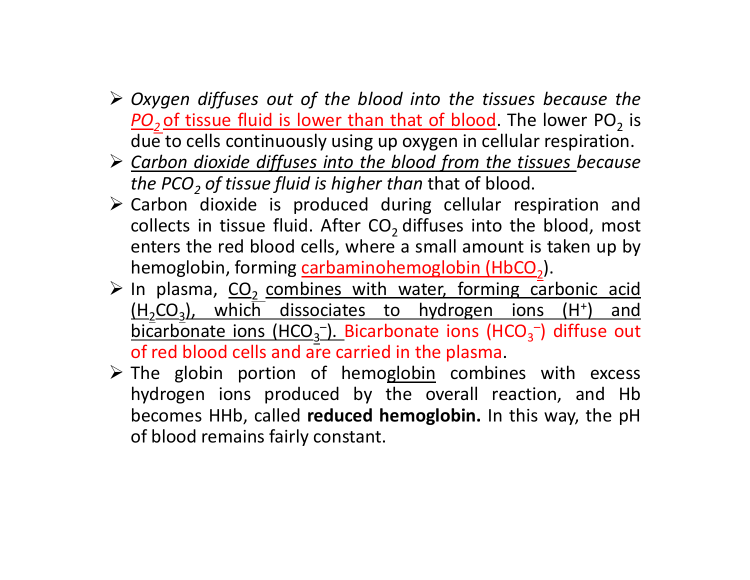- *Oxygen diffuses out of the blood into the tissues because the $PO_2$ of tissue fluid is lower than that of blood*. The lower $PO_2$ is due to cells continuously using up oxygen in cellular respiration.
- *Carbon dioxide diffuses into the blood from the tissues because the $PCO_2$ of tissue fluid is higher than* that of blood.
- Carbon dioxide is produced during cellular respiration and collects in tissue fluid. After $CO_2$ diffuses into the blood, most enters the red blood cells, where a small amount is taken up by hemoglobin, forming carbaminohemoglobin ($HbCO_2$).
- In plasma, $CO_2$ combines with water, forming carbonic acid ($H_2CO_3$), which dissociates to hydrogen ions ($H^+$) and bicarbonate ions ($HCO_3^-$). Bicarbonate ions ($HCO_3^-$) diffuse out of red blood cells and are carried in the plasma.
- The globin portion of hemoglobin combines with excess hydrogen ions produced by the overall reaction, and Hb becomes HHb, called **reduced hemoglobin.** In this way, the pH of blood remains fairly constant.